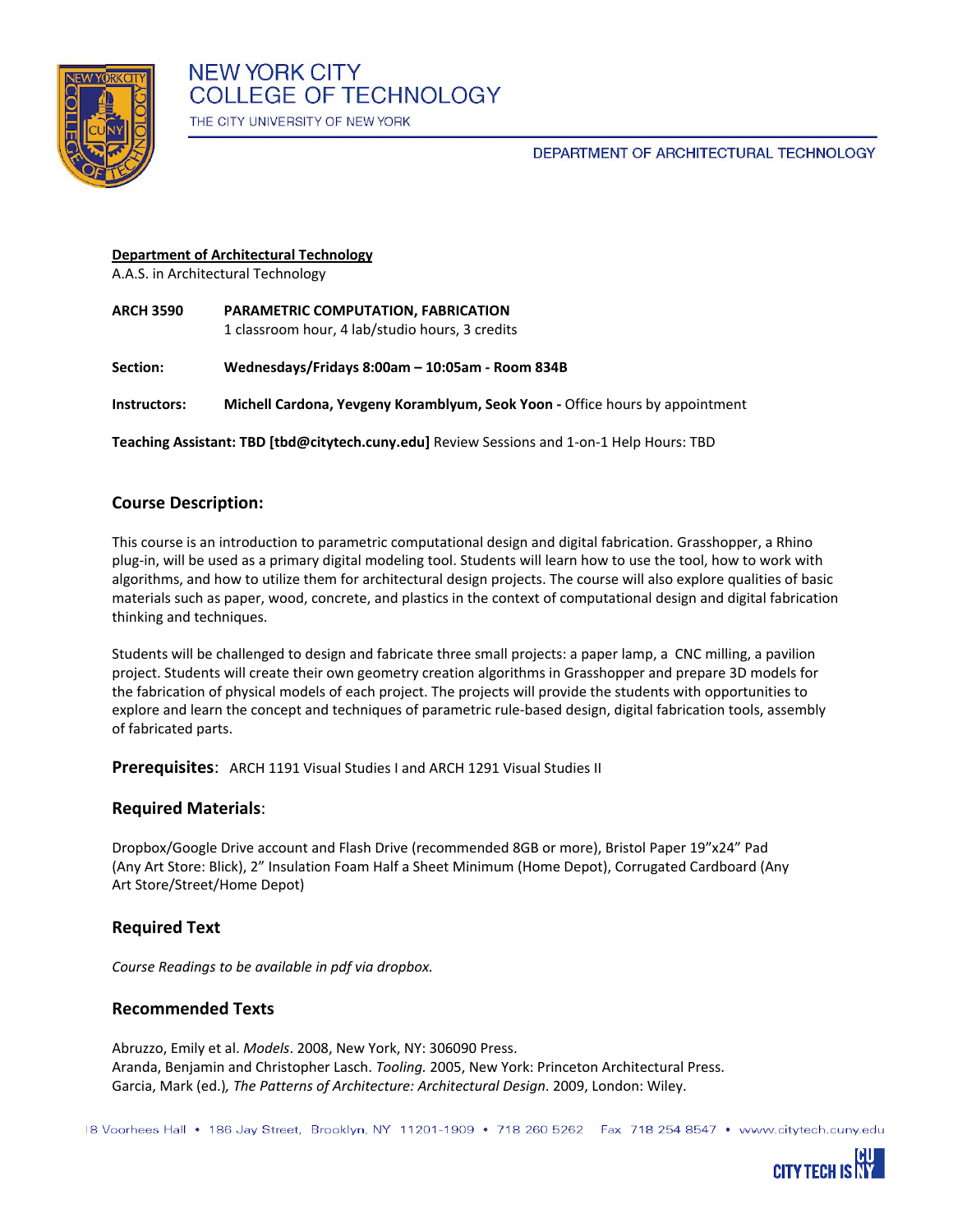# NEW YORK CITY COLLEGE OF TECHNOLOGY

THE CITY UNIVERSITY OF NEW YORK

DEPARTMENT OF ARCHITECTURAL TECHNOLOGY

**Department of Architectural Technology**
A.A.S. in Architectural Technology

**ARCH 3590** **PARAMETRIC COMPUTATION, FABRICATION**
1 classroom hour, 4 lab/studio hours, 3 credits

**Section:** **Wednesdays/Fridays 8:00am – 10:05am - Room 834B**

**Instructors:** **Michell Cardona, Yevgeny Koramblyum, Seok Yoon -** Office hours by appointment

**Teaching Assistant: TBD [tbd@citytech.cuny.edu]** Review Sessions and 1-on-1 Help Hours: TBD

## Course Description:

This course is an introduction to parametric computational design and digital fabrication. Grasshopper, a Rhino plug-in, will be used as a primary digital modeling tool. Students will learn how to use the tool, how to work with algorithms, and how to utilize them for architectural design projects. The course will also explore qualities of basic materials such as paper, wood, concrete, and plastics in the context of computational design and digital fabrication thinking and techniques.

Students will be challenged to design and fabricate three small projects: a paper lamp, a CNC milling, a pavilion project. Students will create their own geometry creation algorithms in Grasshopper and prepare 3D models for the fabrication of physical models of each project. The projects will provide the students with opportunities to explore and learn the concept and techniques of parametric rule-based design, digital fabrication tools, assembly of fabricated parts.

**Prerequisites**: ARCH 1191 Visual Studies I and ARCH 1291 Visual Studies II

## Required Materials:

Dropbox/Google Drive account and Flash Drive (recommended 8GB or more), Bristol Paper 19"x24" Pad (Any Art Store: Blick), 2" Insulation Foam Half a Sheet Minimum (Home Depot), Corrugated Cardboard (Any Art Store/Street/Home Depot)

## Required Text

*Course Readings to be available in pdf via dropbox.*

## Recommended Texts

Abruzzo, Emily et al. *Models*. 2008, New York, NY: 306090 Press.
Aranda, Benjamin and Christopher Lasch. *Tooling.* 2005, New York: Princeton Architectural Press.
Garcia, Mark (ed.), *The Patterns of Architecture: Architectural Design*. 2009, London: Wiley.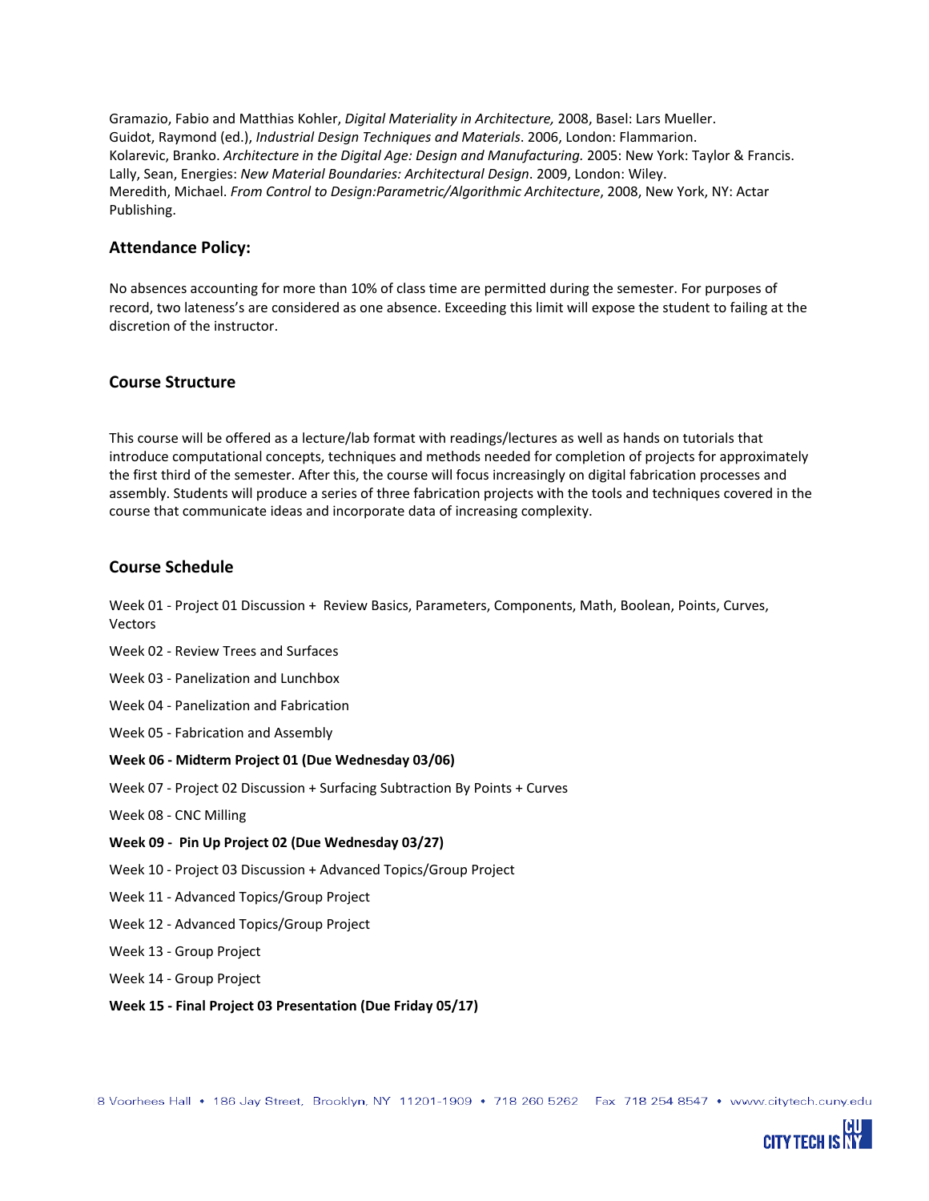Gramazio, Fabio and Matthias Kohler, *Digital Materiality in Architecture,* 2008, Basel: Lars Mueller.
Guidot, Raymond (ed.), *Industrial Design Techniques and Materials*. 2006, London: Flammarion.
Kolarevic, Branko. *Architecture in the Digital Age: Design and Manufacturing.* 2005: New York: Taylor & Francis.
Lally, Sean, Energies: *New Material Boundaries: Architectural Design*. 2009, London: Wiley.
Meredith, Michael. *From Control to Design:Parametric/Algorithmic Architecture*, 2008, New York, NY: Actar Publishing.

## Attendance Policy:

No absences accounting for more than 10% of class time are permitted during the semester. For purposes of record, two lateness's are considered as one absence. Exceeding this limit will expose the student to failing at the discretion of the instructor.

## Course Structure

This course will be offered as a lecture/lab format with readings/lectures as well as hands on tutorials that introduce computational concepts, techniques and methods needed for completion of projects for approximately the first third of the semester. After this, the course will focus increasingly on digital fabrication processes and assembly. Students will produce a series of three fabrication projects with the tools and techniques covered in the course that communicate ideas and incorporate data of increasing complexity.

## Course Schedule

Week 01 - Project 01 Discussion + Review Basics, Parameters, Components, Math, Boolean, Points, Curves, Vectors

Week 02 - Review Trees and Surfaces

Week 03 - Panelization and Lunchbox

Week 04 - Panelization and Fabrication

Week 05 - Fabrication and Assembly

**Week 06 - Midterm Project 01 (Due Wednesday 03/06)**

Week 07 - Project 02 Discussion + Surfacing Subtraction By Points + Curves

Week 08 - CNC Milling

**Week 09 - Pin Up Project 02 (Due Wednesday 03/27)**

Week 10 - Project 03 Discussion + Advanced Topics/Group Project

Week 11 - Advanced Topics/Group Project

Week 12 - Advanced Topics/Group Project

Week 13 - Group Project

Week 14 - Group Project

**Week 15 - Final Project 03 Presentation (Due Friday 05/17)**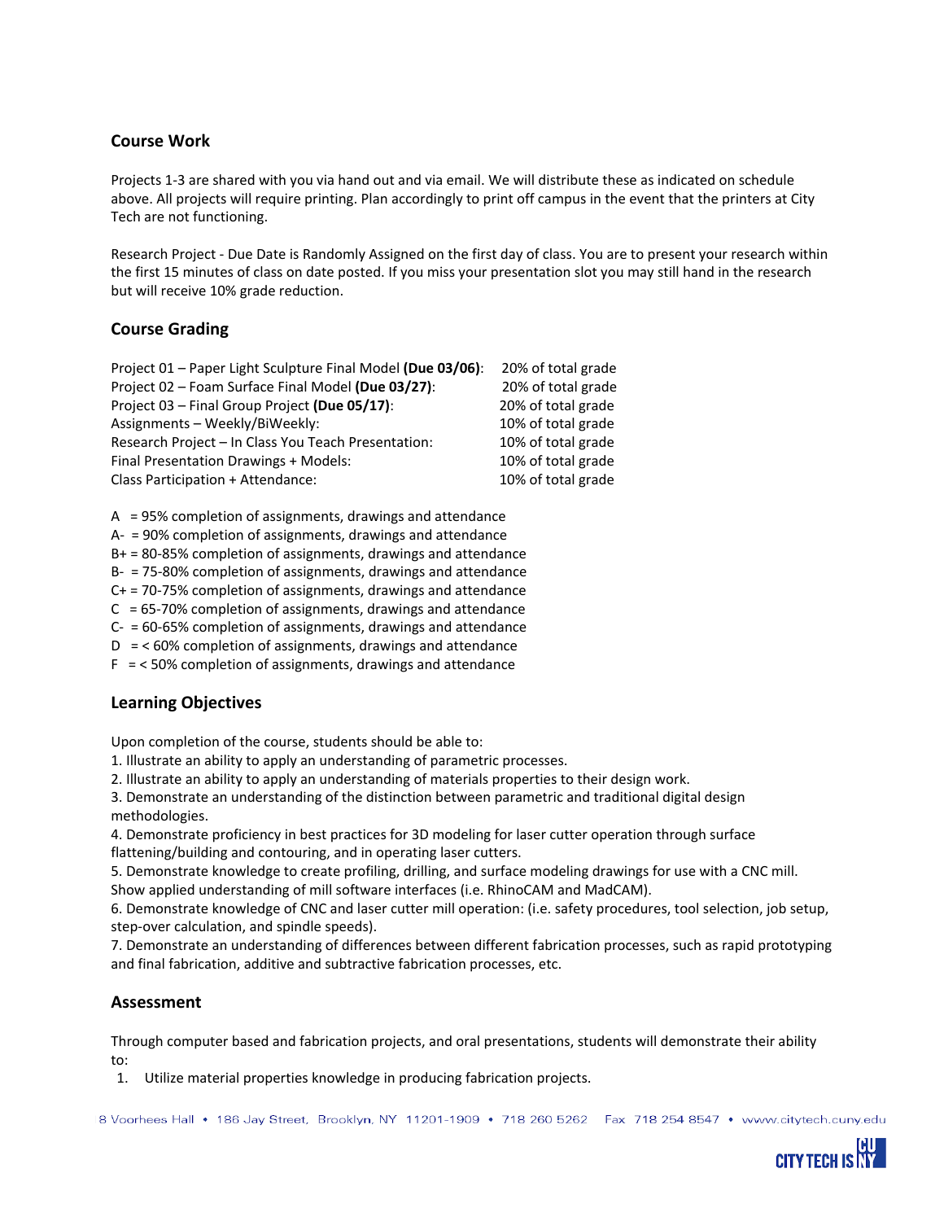## Course Work

Projects 1-3 are shared with you via hand out and via email. We will distribute these as indicated on schedule above. All projects will require printing. Plan accordingly to print off campus in the event that the printers at City Tech are not functioning.

Research Project - Due Date is Randomly Assigned on the first day of class. You are to present your research within the first 15 minutes of class on date posted. If you miss your presentation slot you may still hand in the research but will receive 10% grade reduction.

## Course Grading

| | |
|---|---|
| Project 01 – Paper Light Sculpture Final Model **(Due 03/06)**: | 20% of total grade |
| Project 02 – Foam Surface Final Model **(Due 03/27)**: | 20% of total grade |
| Project 03 – Final Group Project **(Due 05/17)**: | 20% of total grade |
| Assignments – Weekly/BiWeekly: | 10% of total grade |
| Research Project – In Class You Teach Presentation: | 10% of total grade |
| Final Presentation Drawings + Models: | 10% of total grade |
| Class Participation + Attendance: | 10% of total grade |

A = 95% completion of assignments, drawings and attendance
A- = 90% completion of assignments, drawings and attendance
B+ = 80-85% completion of assignments, drawings and attendance
B- = 75-80% completion of assignments, drawings and attendance
C+ = 70-75% completion of assignments, drawings and attendance
C = 65-70% completion of assignments, drawings and attendance
C- = 60-65% completion of assignments, drawings and attendance
D = < 60% completion of assignments, drawings and attendance
F = < 50% completion of assignments, drawings and attendance

## Learning Objectives

Upon completion of the course, students should be able to:

1. Illustrate an ability to apply an understanding of parametric processes.
2. Illustrate an ability to apply an understanding of materials properties to their design work.
3. Demonstrate an understanding of the distinction between parametric and traditional digital design methodologies.
4. Demonstrate proficiency in best practices for 3D modeling for laser cutter operation through surface flattening/building and contouring, and in operating laser cutters.
5. Demonstrate knowledge to create profiling, drilling, and surface modeling drawings for use with a CNC mill. Show applied understanding of mill software interfaces (i.e. RhinoCAM and MadCAM).
6. Demonstrate knowledge of CNC and laser cutter mill operation: (i.e. safety procedures, tool selection, job setup, step-over calculation, and spindle speeds).
7. Demonstrate an understanding of differences between different fabrication processes, such as rapid prototyping and final fabrication, additive and subtractive fabrication processes, etc.

## Assessment

Through computer based and fabrication projects, and oral presentations, students will demonstrate their ability to:

1. Utilize material properties knowledge in producing fabrication projects.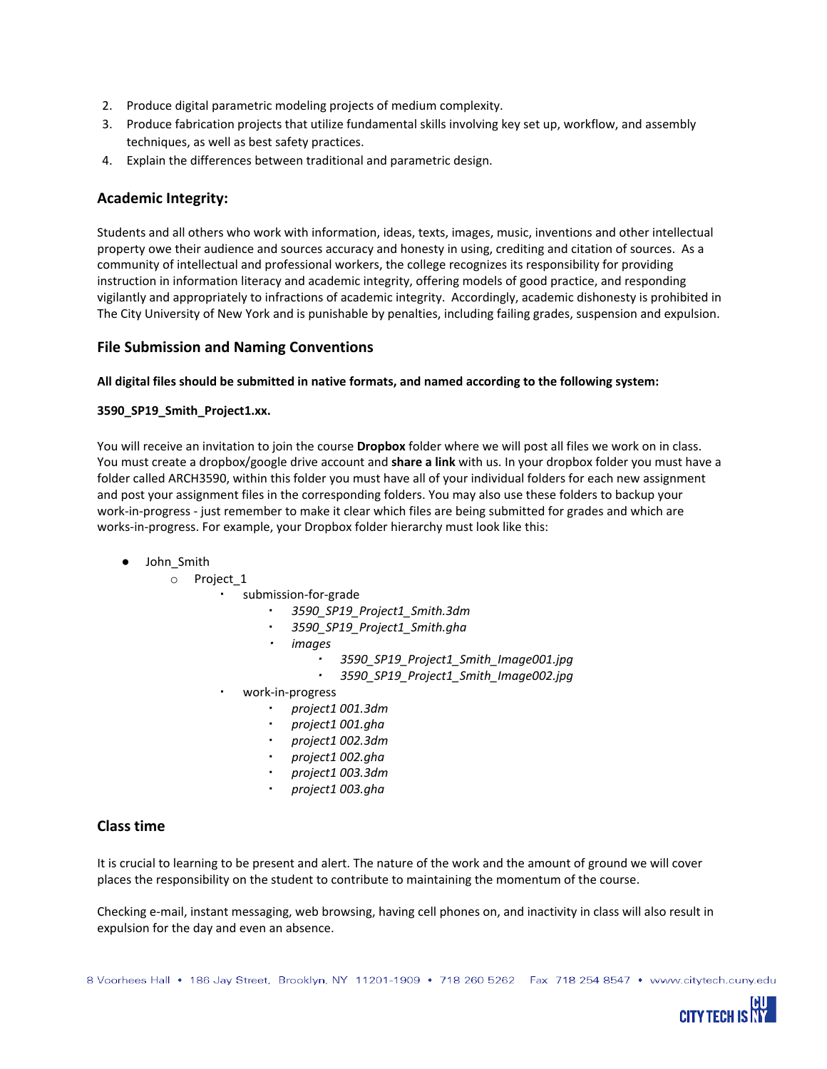2. Produce digital parametric modeling projects of medium complexity.
3. Produce fabrication projects that utilize fundamental skills involving key set up, workflow, and assembly techniques, as well as best safety practices.
4. Explain the differences between traditional and parametric design.

### Academic Integrity:

Students and all others who work with information, ideas, texts, images, music, inventions and other intellectual property owe their audience and sources accuracy and honesty in using, crediting and citation of sources. As a community of intellectual and professional workers, the college recognizes its responsibility for providing instruction in information literacy and academic integrity, offering models of good practice, and responding vigilantly and appropriately to infractions of academic integrity. Accordingly, academic dishonesty is prohibited in The City University of New York and is punishable by penalties, including failing grades, suspension and expulsion.

### File Submission and Naming Conventions

**All digital files should be submitted in native formats, and named according to the following system:**

**3590_SP19_Smith_Project1.xx.**

You will receive an invitation to join the course **Dropbox** folder where we will post all files we work on in class. You must create a dropbox/google drive account and **share a link** with us. In your dropbox folder you must have a folder called ARCH3590, within this folder you must have all of your individual folders for each new assignment and post your assignment files in the corresponding folders. You may also use these folders to backup your work-in-progress - just remember to make it clear which files are being submitted for grades and which are works-in-progress. For example, your Dropbox folder hierarchy must look like this:

- John_Smith
    - Project_1
        - submission-for-grade
            - *3590_SP19_Project1_Smith.3dm*
            - *3590_SP19_Project1_Smith.gha*
            - *images*
                - *3590_SP19_Project1_Smith_Image001.jpg*
                - *3590_SP19_Project1_Smith_Image002.jpg*
        - work-in-progress
            - *project1 001.3dm*
            - *project1 001.gha*
            - *project1 002.3dm*
            - *project1 002.gha*
            - *project1 003.3dm*
            - *project1 003.gha*

### Class time

It is crucial to learning to be present and alert. The nature of the work and the amount of ground we will cover places the responsibility on the student to contribute to maintaining the momentum of the course.

Checking e-mail, instant messaging, web browsing, having cell phones on, and inactivity in class will also result in expulsion for the day and even an absence.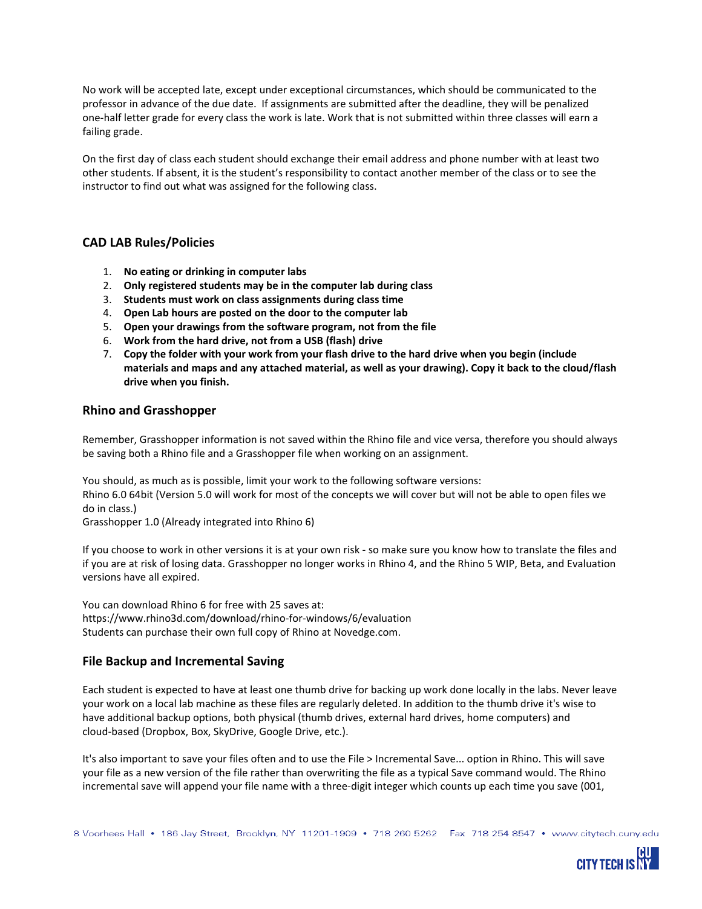No work will be accepted late, except under exceptional circumstances, which should be communicated to the professor in advance of the due date.  If assignments are submitted after the deadline, they will be penalized one-half letter grade for every class the work is late. Work that is not submitted within three classes will earn a failing grade.

On the first day of class each student should exchange their email address and phone number with at least two other students. If absent, it is the student's responsibility to contact another member of the class or to see the instructor to find out what was assigned for the following class.

## CAD LAB Rules/Policies

1. **No eating or drinking in computer labs**
2. **Only registered students may be in the computer lab during class**
3. **Students must work on class assignments during class time**
4. **Open Lab hours are posted on the door to the computer lab**
5. **Open your drawings from the software program, not from the file**
6. **Work from the hard drive, not from a USB (flash) drive**
7. **Copy the folder with your work from your flash drive to the hard drive when you begin (include materials and maps and any attached material, as well as your drawing). Copy it back to the cloud/flash drive when you finish.**

## Rhino and Grasshopper

Remember, Grasshopper information is not saved within the Rhino file and vice versa, therefore you should always be saving both a Rhino file and a Grasshopper file when working on an assignment.

You should, as much as is possible, limit your work to the following software versions:
Rhino 6.0 64bit (Version 5.0 will work for most of the concepts we will cover but will not be able to open files we do in class.)
Grasshopper 1.0 (Already integrated into Rhino 6)

If you choose to work in other versions it is at your own risk - so make sure you know how to translate the files and if you are at risk of losing data. Grasshopper no longer works in Rhino 4, and the Rhino 5 WIP, Beta, and Evaluation versions have all expired.

You can download Rhino 6 for free with 25 saves at:
https://www.rhino3d.com/download/rhino-for-windows/6/evaluation
Students can purchase their own full copy of Rhino at Novedge.com.

## File Backup and Incremental Saving

Each student is expected to have at least one thumb drive for backing up work done locally in the labs. Never leave your work on a local lab machine as these files are regularly deleted. In addition to the thumb drive it's wise to have additional backup options, both physical (thumb drives, external hard drives, home computers) and cloud-based (Dropbox, Box, SkyDrive, Google Drive, etc.).

It's also important to save your files often and to use the File > Incremental Save... option in Rhino. This will save your file as a new version of the file rather than overwriting the file as a typical Save command would. The Rhino incremental save will append your file name with a three-digit integer which counts up each time you save (001,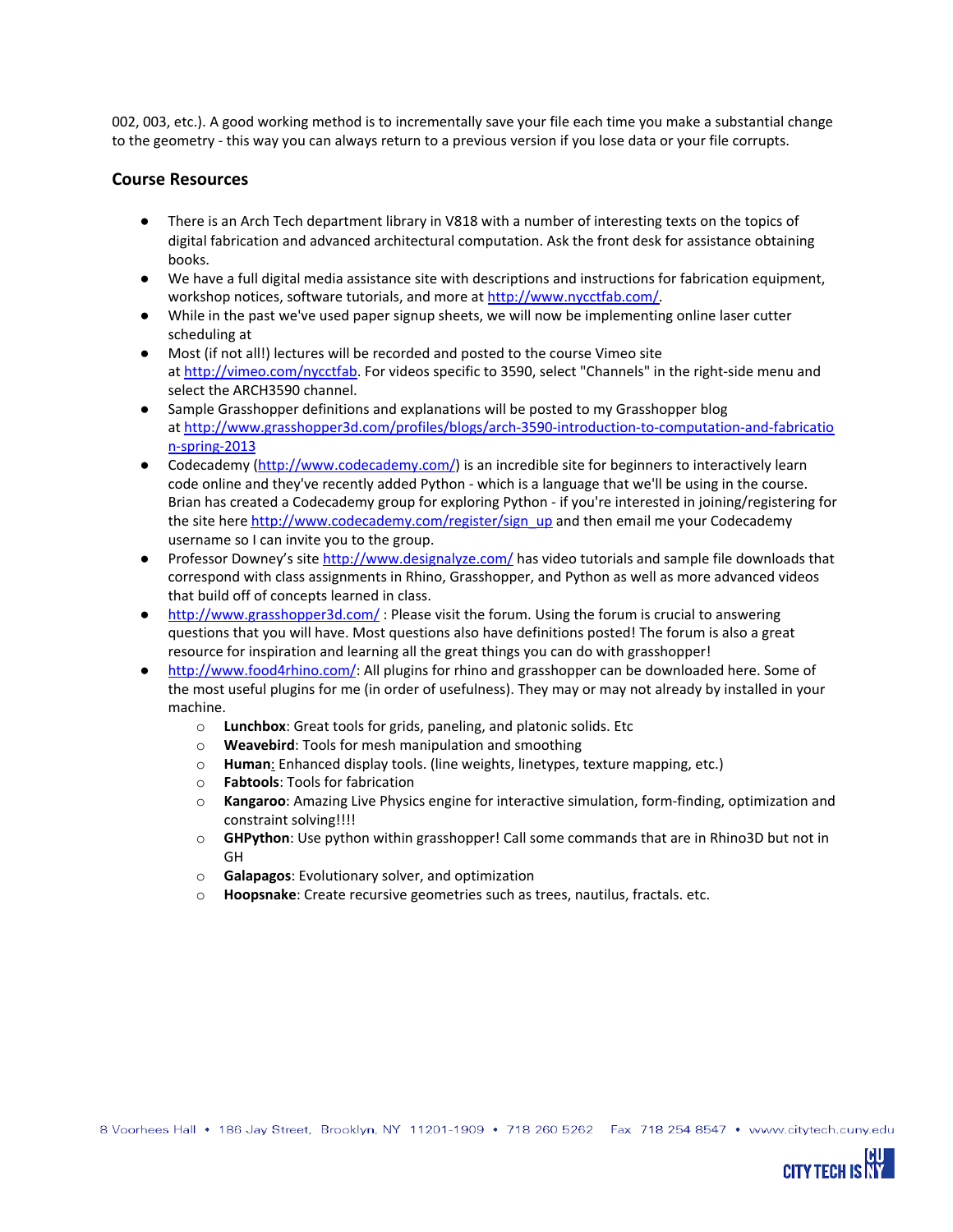002, 003, etc.). A good working method is to incrementally save your file each time you make a substantial change to the geometry - this way you can always return to a previous version if you lose data or your file corrupts.

### Course Resources

- There is an Arch Tech department library in V818 with a number of interesting texts on the topics of digital fabrication and advanced architectural computation. Ask the front desk for assistance obtaining books.
- We have a full digital media assistance site with descriptions and instructions for fabrication equipment, workshop notices, software tutorials, and more at [http://www.nycctfab.com/](http://www.nycctfab.com/).
- While in the past we've used paper signup sheets, we will now be implementing online laser cutter scheduling at
- Most (if not all!) lectures will be recorded and posted to the course Vimeo site at [http://vimeo.com/nycctfab](http://vimeo.com/nycctfab). For videos specific to 3590, select "Channels" in the right-side menu and select the ARCH3590 channel.
- Sample Grasshopper definitions and explanations will be posted to my Grasshopper blog at [http://www.grasshopper3d.com/profiles/blogs/arch-3590-introduction-to-computation-and-fabrication-spring-2013](http://www.grasshopper3d.com/profiles/blogs/arch-3590-introduction-to-computation-and-fabrication-spring-2013)
- Codecademy ([http://www.codecademy.com/](http://www.codecademy.com/)) is an incredible site for beginners to interactively learn code online and they've recently added Python - which is a language that we'll be using in the course. Brian has created a Codecademy group for exploring Python - if you're interested in joining/registering for the site here [http://www.codecademy.com/register/sign_up](http://www.codecademy.com/register/sign_up) and then email me your Codecademy username so I can invite you to the group.
- Professor Downey's site [http://www.designalyze.com/](http://www.designalyze.com/) has video tutorials and sample file downloads that correspond with class assignments in Rhino, Grasshopper, and Python as well as more advanced videos that build off of concepts learned in class.
- [http://www.grasshopper3d.com/](http://www.grasshopper3d.com/) : Please visit the forum. Using the forum is crucial to answering questions that you will have. Most questions also have definitions posted! The forum is also a great resource for inspiration and learning all the great things you can do with grasshopper!
- [http://www.food4rhino.com/](http://www.food4rhino.com/): All plugins for rhino and grasshopper can be downloaded here. Some of the most useful plugins for me (in order of usefulness). They may or may not already by installed in your machine.
  - **Lunchbox**: Great tools for grids, paneling, and platonic solids. Etc
  - **Weavebird**: Tools for mesh manipulation and smoothing
  - **Human**: Enhanced display tools. (line weights, linetypes, texture mapping, etc.)
  - **Fabtools**: Tools for fabrication
  - **Kangaroo**: Amazing Live Physics engine for interactive simulation, form-finding, optimization and constraint solving!!!!
  - **GHPython**: Use python within grasshopper! Call some commands that are in Rhino3D but not in GH
  - **Galapagos**: Evolutionary solver, and optimization
  - **Hoopsnake**: Create recursive geometries such as trees, nautilus, fractals. etc.